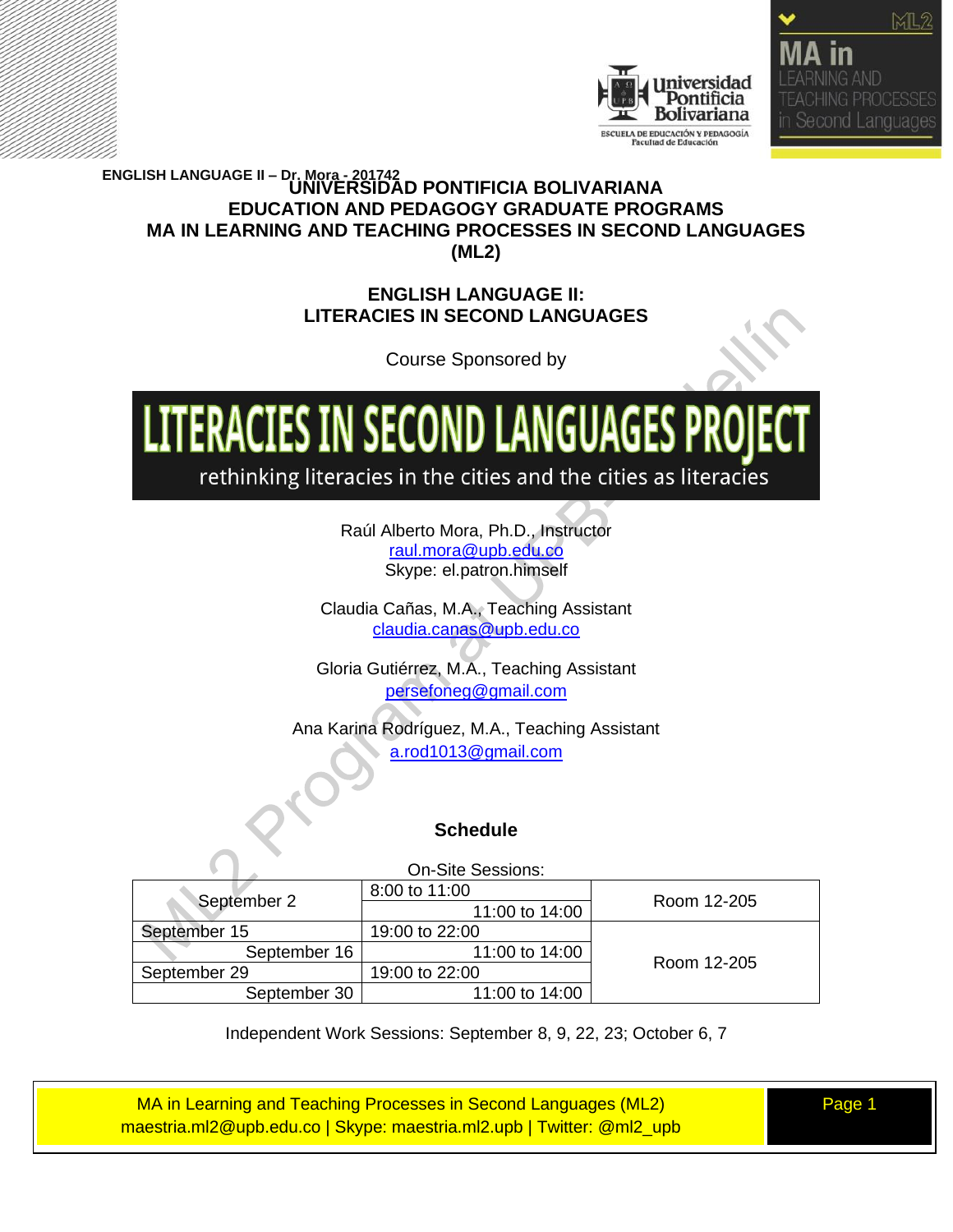# UNIVERSIDAD PONTIFICIA BOLIVARIANA
# EDUCATION AND PEDAGOGY GRADUATE PROGRAMS
# MA IN LEARNING AND TEACHING PROCESSES IN SECOND LANGUAGES (ML2)

## ENGLISH LANGUAGE II: LITERACIES IN SECOND LANGUAGES

Course Sponsored by

**LITERACIES IN SECOND LANGUAGES PROJECT**

rethinking literacies in the cities and the cities as literacies

Raúl Alberto Mora, Ph.D., Instructor
raul.mora@upb.edu.co
Skype: el.patron.himself

Claudia Cañas, M.A., Teaching Assistant
claudia.canas@upb.edu.co

Gloria Gutiérrez, M.A., Teaching Assistant
persefoneg@gmail.com

Ana Karina Rodríguez, M.A., Teaching Assistant
a.rod1013@gmail.com

### Schedule

On-Site Sessions:

| Date | Time | Room |
|---|---|---|
| September 2 | 8:00 to 11:00 | Room 12-205 |
| | 11:00 to 14:00 | |
| September 15 | 19:00 to 22:00 | Room 12-205 |
| September 16 | 11:00 to 14:00 | |
| September 29 | 19:00 to 22:00 | |
| September 30 | 11:00 to 14:00 | |

Independent Work Sessions: September 8, 9, 22, 23; October 6, 7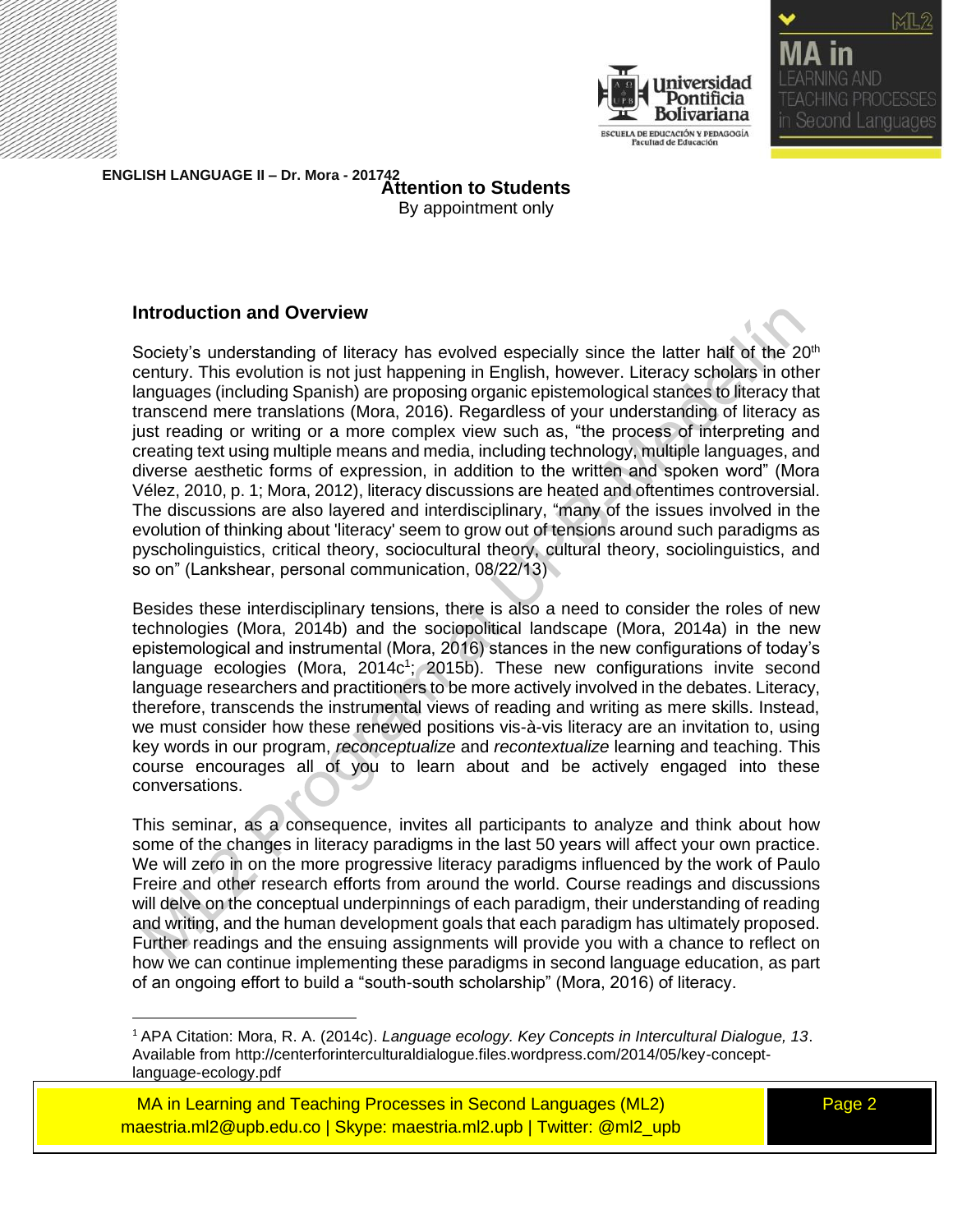**ENGLISH LANGUAGE II – Dr. Mora - 201742**

**Attention to Students**

By appointment only

## Introduction and Overview

Society's understanding of literacy has evolved especially since the latter half of the 20th century. This evolution is not just happening in English, however. Literacy scholars in other languages (including Spanish) are proposing organic epistemological stances to literacy that transcend mere translations (Mora, 2016). Regardless of your understanding of literacy as just reading or writing or a more complex view such as, "the process of interpreting and creating text using multiple means and media, including technology, multiple languages, and diverse aesthetic forms of expression, in addition to the written and spoken word" (Mora Vélez, 2010, p. 1; Mora, 2012), literacy discussions are heated and oftentimes controversial. The discussions are also layered and interdisciplinary, "many of the issues involved in the evolution of thinking about 'literacy' seem to grow out of tensions around such paradigms as pyscholinguistics, critical theory, sociocultural theory, cultural theory, sociolinguistics, and so on" (Lankshear, personal communication, 08/22/13)

Besides these interdisciplinary tensions, there is also a need to consider the roles of new technologies (Mora, 2014b) and the sociopolitical landscape (Mora, 2014a) in the new epistemological and instrumental (Mora, 2016) stances in the new configurations of today's language ecologies (Mora, 2014c[1]; 2015b). These new configurations invite second language researchers and practitioners to be more actively involved in the debates. Literacy, therefore, transcends the instrumental views of reading and writing as mere skills. Instead, we must consider how these renewed positions vis-à-vis literacy are an invitation to, using key words in our program, *reconceptualize* and *recontextualize* learning and teaching. This course encourages all of you to learn about and be actively engaged into these conversations.

This seminar, as a consequence, invites all participants to analyze and think about how some of the changes in literacy paradigms in the last 50 years will affect your own practice. We will zero in on the more progressive literacy paradigms influenced by the work of Paulo Freire and other research efforts from around the world. Course readings and discussions will delve on the conceptual underpinnings of each paradigm, their understanding of reading and writing, and the human development goals that each paradigm has ultimately proposed. Further readings and the ensuing assignments will provide you with a chance to reflect on how we can continue implementing these paradigms in second language education, as part of an ongoing effort to build a "south-south scholarship" (Mora, 2016) of literacy.

[1] APA Citation: Mora, R. A. (2014c). *Language ecology. Key Concepts in Intercultural Dialogue, 13*. Available from http://centerforinterculturaldialogue.files.wordpress.com/2014/05/key-concept-language-ecology.pdf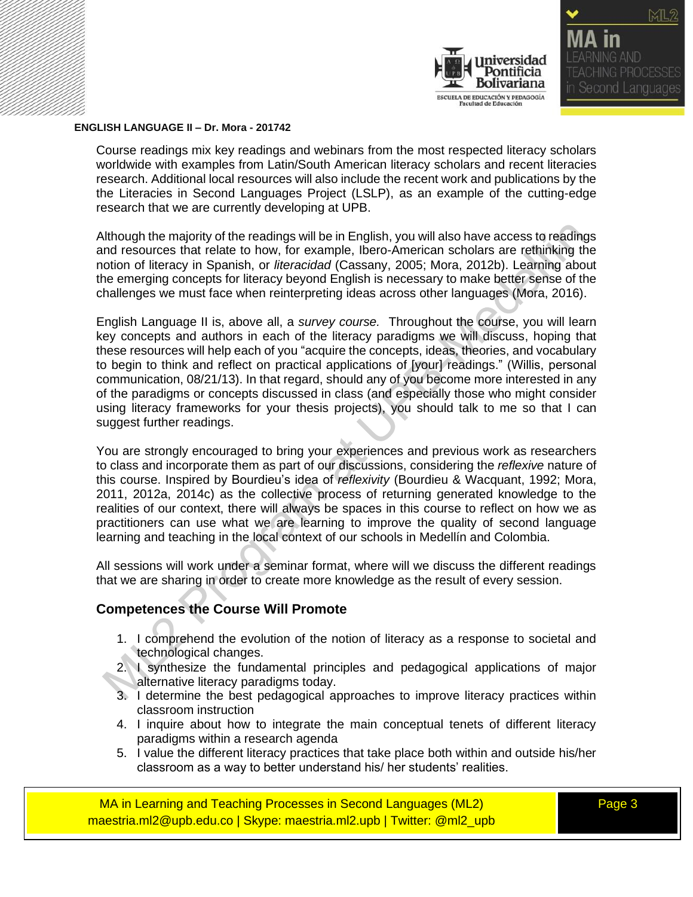Course readings mix key readings and webinars from the most respected literacy scholars worldwide with examples from Latin/South American literacy scholars and recent literacies research. Additional local resources will also include the recent work and publications by the the Literacies in Second Languages Project (LSLP), as an example of the cutting-edge research that we are currently developing at UPB.

Although the majority of the readings will be in English, you will also have access to readings and resources that relate to how, for example, Ibero-American scholars are rethinking the notion of literacy in Spanish, or *literacidad* (Cassany, 2005; Mora, 2012b). Learning about the emerging concepts for literacy beyond English is necessary to make better sense of the challenges we must face when reinterpreting ideas across other languages (Mora, 2016).

English Language II is, above all, a *survey course.* Throughout the course, you will learn key concepts and authors in each of the literacy paradigms we will discuss, hoping that these resources will help each of you "acquire the concepts, ideas, theories, and vocabulary to begin to think and reflect on practical applications of [your] readings." (Willis, personal communication, 08/21/13). In that regard, should any of you become more interested in any of the paradigms or concepts discussed in class (and especially those who might consider using literacy frameworks for your thesis projects), you should talk to me so that I can suggest further readings.

You are strongly encouraged to bring your experiences and previous work as researchers to class and incorporate them as part of our discussions, considering the *reflexive* nature of this course. Inspired by Bourdieu's idea of *reflexivity* (Bourdieu & Wacquant, 1992; Mora, 2011, 2012a, 2014c) as the collective process of returning generated knowledge to the realities of our context, there will always be spaces in this course to reflect on how we as practitioners can use what we are learning to improve the quality of second language learning and teaching in the local context of our schools in Medellín and Colombia.

All sessions will work under a seminar format, where will we discuss the different readings that we are sharing in order to create more knowledge as the result of every session.

## Competences the Course Will Promote

1. I comprehend the evolution of the notion of literacy as a response to societal and technological changes.
2. I synthesize the fundamental principles and pedagogical applications of major alternative literacy paradigms today.
3. I determine the best pedagogical approaches to improve literacy practices within classroom instruction
4. I inquire about how to integrate the main conceptual tenets of different literacy paradigms within a research agenda
5. I value the different literacy practices that take place both within and outside his/her classroom as a way to better understand his/ her students' realities.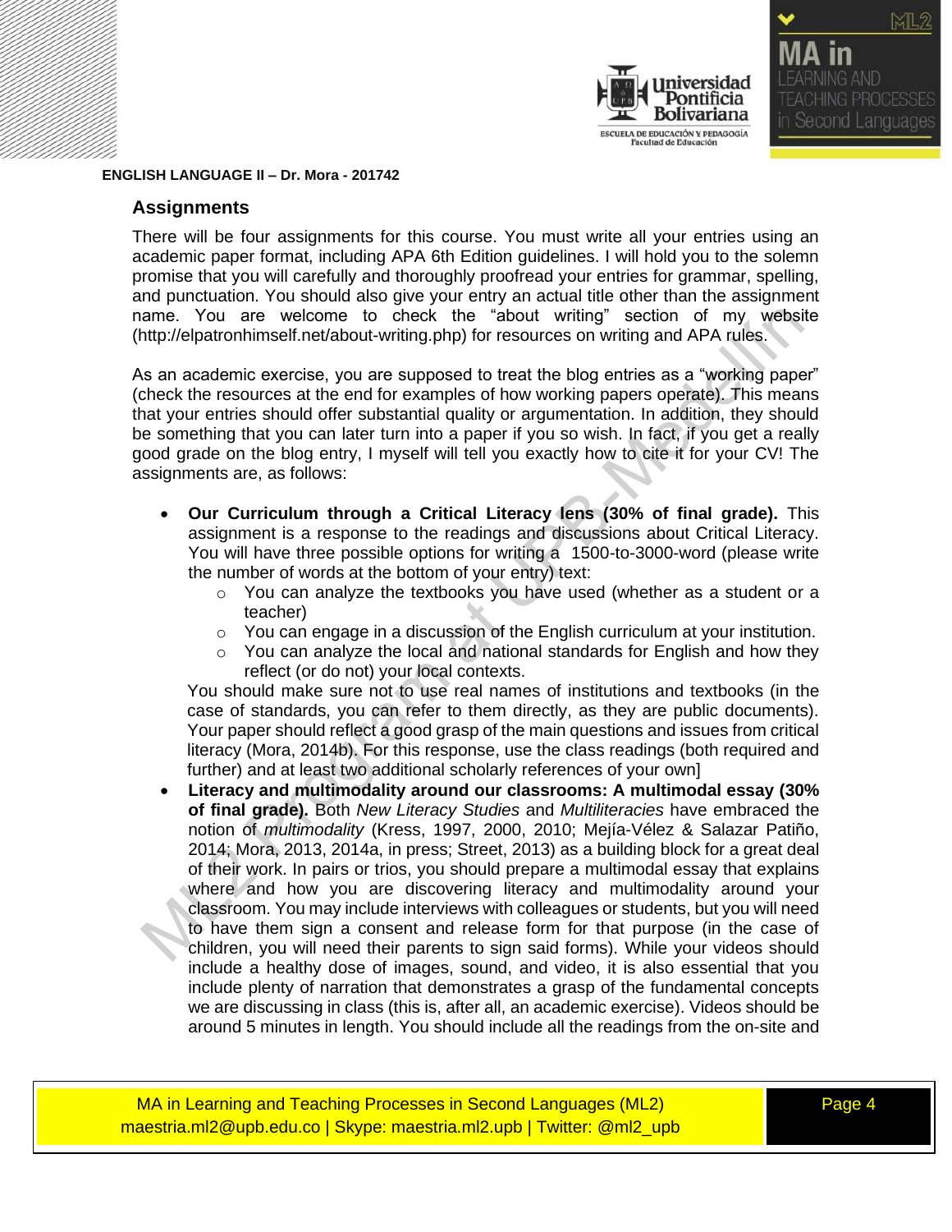## Assignments

There will be four assignments for this course. You must write all your entries using an academic paper format, including APA 6th Edition guidelines. I will hold you to the solemn promise that you will carefully and thoroughly proofread your entries for grammar, spelling, and punctuation. You should also give your entry an actual title other than the assignment name. You are welcome to check the "about writing" section of my website (http://elpatronhimself.net/about-writing.php) for resources on writing and APA rules.

As an academic exercise, you are supposed to treat the blog entries as a "working paper" (check the resources at the end for examples of how working papers operate). This means that your entries should offer substantial quality or argumentation. In addition, they should be something that you can later turn into a paper if you so wish. In fact, if you get a really good grade on the blog entry, I myself will tell you exactly how to cite it for your CV! The assignments are, as follows:

- **Our Curriculum through a Critical Literacy lens (30% of final grade).** This assignment is a response to the readings and discussions about Critical Literacy. You will have three possible options for writing a 1500-to-3000-word (please write the number of words at the bottom of your entry) text:
  - You can analyze the textbooks you have used (whether as a student or a teacher)
  - You can engage in a discussion of the English curriculum at your institution.
  - You can analyze the local and national standards for English and how they reflect (or do not) your local contexts.

  You should make sure not to use real names of institutions and textbooks (in the case of standards, you can refer to them directly, as they are public documents). Your paper should reflect a good grasp of the main questions and issues from critical literacy (Mora, 2014b). For this response, use the class readings (both required and further) and at least two additional scholarly references of your own]
- **Literacy and multimodality around our classrooms: A multimodal essay (30% of final grade).** Both *New Literacy Studies* and *Multiliteracies* have embraced the notion of *multimodality* (Kress, 1997, 2000, 2010; Mejía-Vélez & Salazar Patiño, 2014; Mora, 2013, 2014a, in press; Street, 2013) as a building block for a great deal of their work. In pairs or trios, you should prepare a multimodal essay that explains where and how you are discovering literacy and multimodality around your classroom. You may include interviews with colleagues or students, but you will need to have them sign a consent and release form for that purpose (in the case of children, you will need their parents to sign said forms). While your videos should include a healthy dose of images, sound, and video, it is also essential that you include plenty of narration that demonstrates a grasp of the fundamental concepts we are discussing in class (this is, after all, an academic exercise). Videos should be around 5 minutes in length. You should include all the readings from the on-site and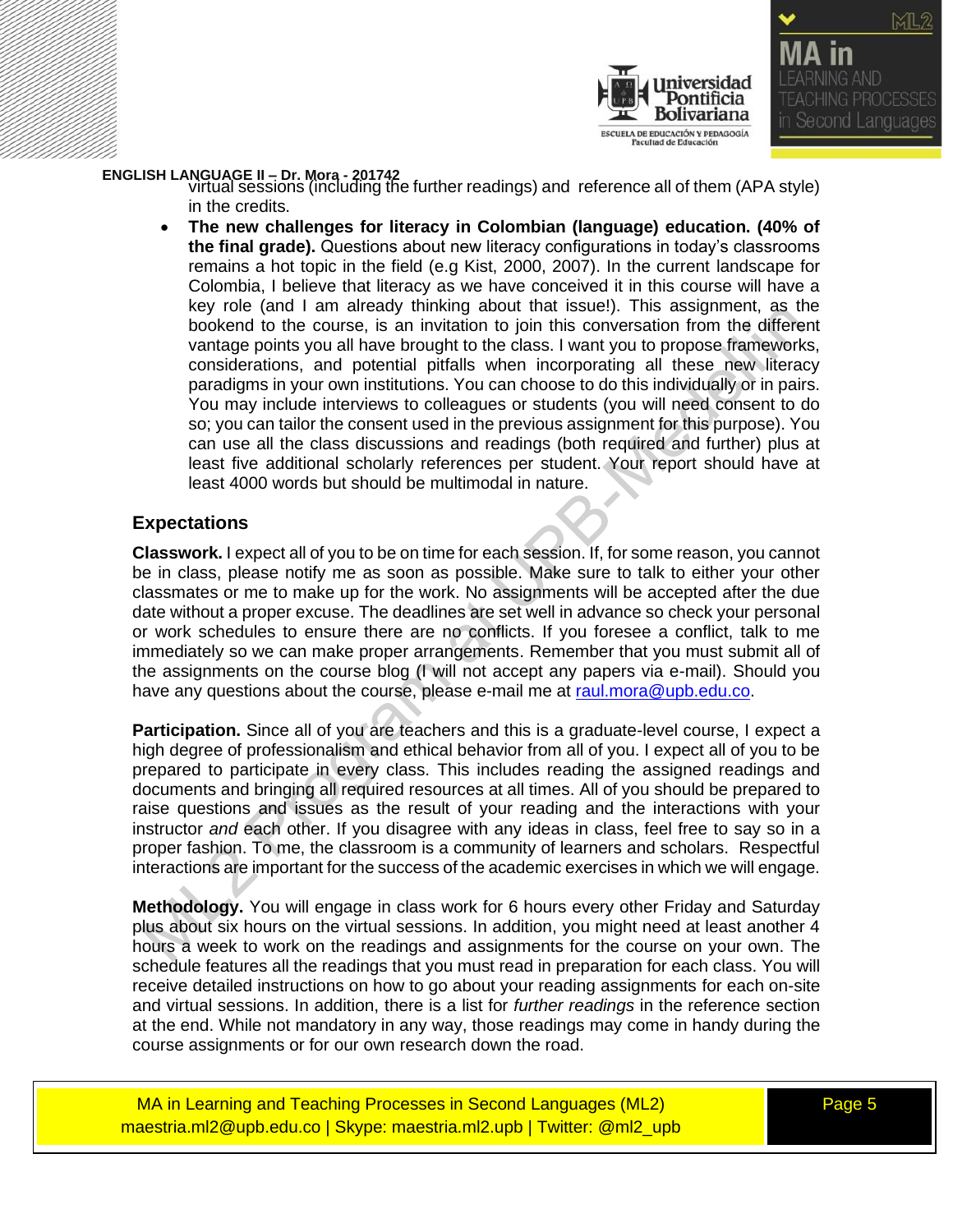virtual sessions (including the further readings) and reference all of them (APA style) in the credits.

- **The new challenges for literacy in Colombian (language) education. (40% of the final grade).** Questions about new literacy configurations in today's classrooms remains a hot topic in the field (e.g Kist, 2000, 2007). In the current landscape for Colombia, I believe that literacy as we have conceived it in this course will have a key role (and I am already thinking about that issue!). This assignment, as the bookend to the course, is an invitation to join this conversation from the different vantage points you all have brought to the class. I want you to propose frameworks, considerations, and potential pitfalls when incorporating all these new literacy paradigms in your own institutions. You can choose to do this individually or in pairs. You may include interviews to colleagues or students (you will need consent to do so; you can tailor the consent used in the previous assignment for this purpose). You can use all the class discussions and readings (both required and further) plus at least five additional scholarly references per student. Your report should have at least 4000 words but should be multimodal in nature.

## Expectations

**Classwork.** I expect all of you to be on time for each session. If, for some reason, you cannot be in class, please notify me as soon as possible. Make sure to talk to either your other classmates or me to make up for the work. No assignments will be accepted after the due date without a proper excuse. The deadlines are set well in advance so check your personal or work schedules to ensure there are no conflicts. If you foresee a conflict, talk to me immediately so we can make proper arrangements. Remember that you must submit all of the assignments on the course blog (I will not accept any papers via e-mail). Should you have any questions about the course, please e-mail me at raul.mora@upb.edu.co.

**Participation.** Since all of you are teachers and this is a graduate-level course, I expect a high degree of professionalism and ethical behavior from all of you. I expect all of you to be prepared to participate in every class. This includes reading the assigned readings and documents and bringing all required resources at all times. All of you should be prepared to raise questions and issues as the result of your reading and the interactions with your instructor *and* each other. If you disagree with any ideas in class, feel free to say so in a proper fashion. To me, the classroom is a community of learners and scholars. Respectful interactions are important for the success of the academic exercises in which we will engage.

**Methodology.** You will engage in class work for 6 hours every other Friday and Saturday plus about six hours on the virtual sessions. In addition, you might need at least another 4 hours a week to work on the readings and assignments for the course on your own. The schedule features all the readings that you must read in preparation for each class. You will receive detailed instructions on how to go about your reading assignments for each on-site and virtual sessions. In addition, there is a list for *further readings* in the reference section at the end. While not mandatory in any way, those readings may come in handy during the course assignments or for our own research down the road.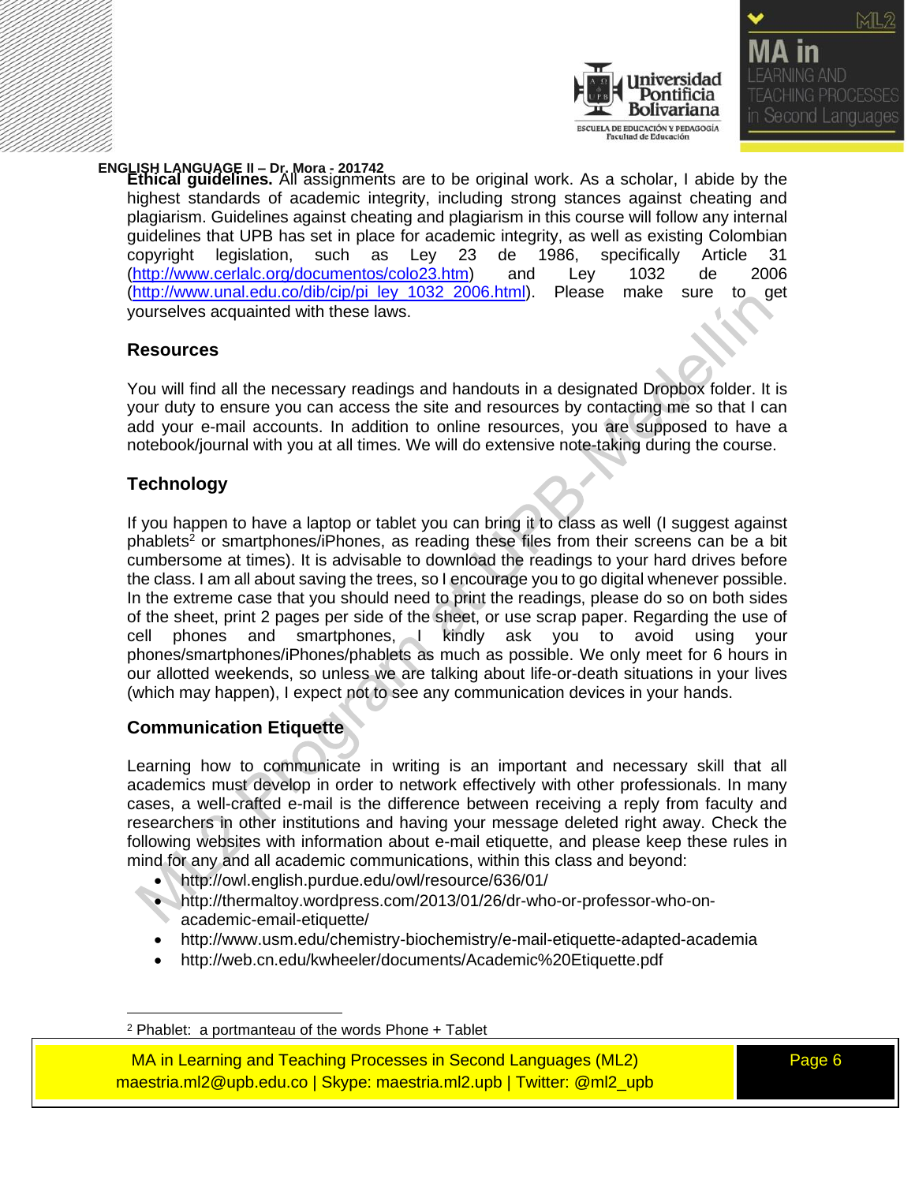**Ethical guidelines.** All assignments are to be original work. As a scholar, I abide by the highest standards of academic integrity, including strong stances against cheating and plagiarism. Guidelines against cheating and plagiarism in this course will follow any internal guidelines that UPB has set in place for academic integrity, as well as existing Colombian copyright legislation, such as Ley 23 de 1986, specifically Article 31 (http://www.cerlalc.org/documentos/colo23.htm) and Ley 1032 de 2006 (http://www.unal.edu.co/dib/cip/pi_ley_1032_2006.html). Please make sure to get yourselves acquainted with these laws.

## Resources

You will find all the necessary readings and handouts in a designated Dropbox folder. It is your duty to ensure you can access the site and resources by contacting me so that I can add your e-mail accounts. In addition to online resources, you are supposed to have a notebook/journal with you at all times. We will do extensive note-taking during the course.

## Technology

If you happen to have a laptop or tablet you can bring it to class as well (I suggest against phablets[2] or smartphones/iPhones, as reading these files from their screens can be a bit cumbersome at times). It is advisable to download the readings to your hard drives before the class. I am all about saving the trees, so I encourage you to go digital whenever possible. In the extreme case that you should need to print the readings, please do so on both sides of the sheet, print 2 pages per side of the sheet, or use scrap paper. Regarding the use of cell phones and smartphones, I kindly ask you to avoid using your phones/smartphones/iPhones/phablets as much as possible. We only meet for 6 hours in our allotted weekends, so unless we are talking about life-or-death situations in your lives (which may happen), I expect not to see any communication devices in your hands.

## Communication Etiquette

Learning how to communicate in writing is an important and necessary skill that all academics must develop in order to network effectively with other professionals. In many cases, a well-crafted e-mail is the difference between receiving a reply from faculty and researchers in other institutions and having your message deleted right away. Check the following websites with information about e-mail etiquette, and please keep these rules in mind for any and all academic communications, within this class and beyond:

- http://owl.english.purdue.edu/owl/resource/636/01/
- http://thermaltoy.wordpress.com/2013/01/26/dr-who-or-professor-who-on-academic-email-etiquette/
- http://www.usm.edu/chemistry-biochemistry/e-mail-etiquette-adapted-academia
- http://web.cn.edu/kwheeler/documents/Academic%20Etiquette.pdf

[2] Phablet: a portmanteau of the words Phone + Tablet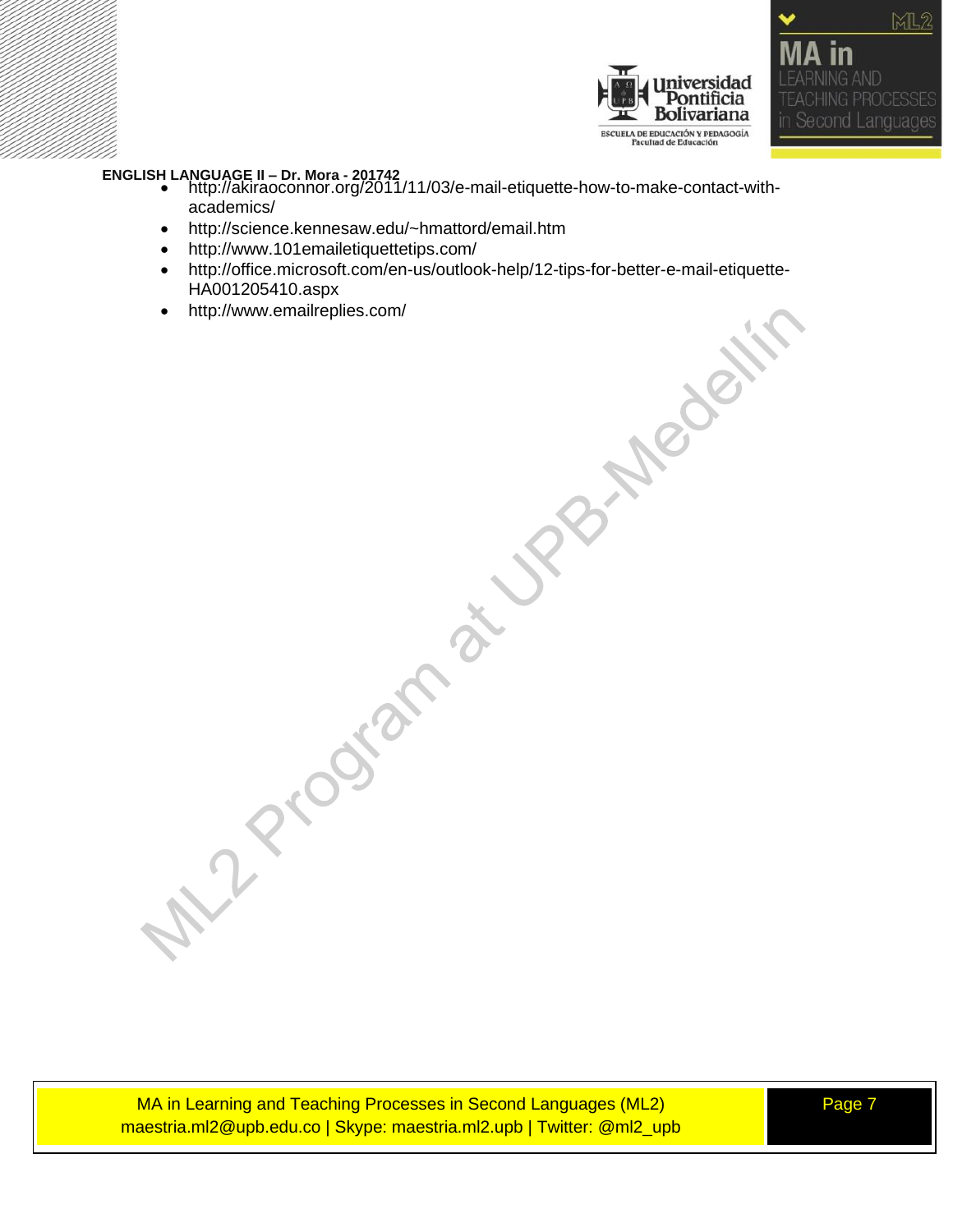- http://akiraoconnor.org/2011/11/03/e-mail-etiquette-how-to-make-contact-with-academics/
- http://science.kennesaw.edu/~hmattord/email.htm
- http://www.101emailetiquettetips.com/
- http://office.microsoft.com/en-us/outlook-help/12-tips-for-better-e-mail-etiquette-HA001205410.aspx
- http://www.emailreplies.com/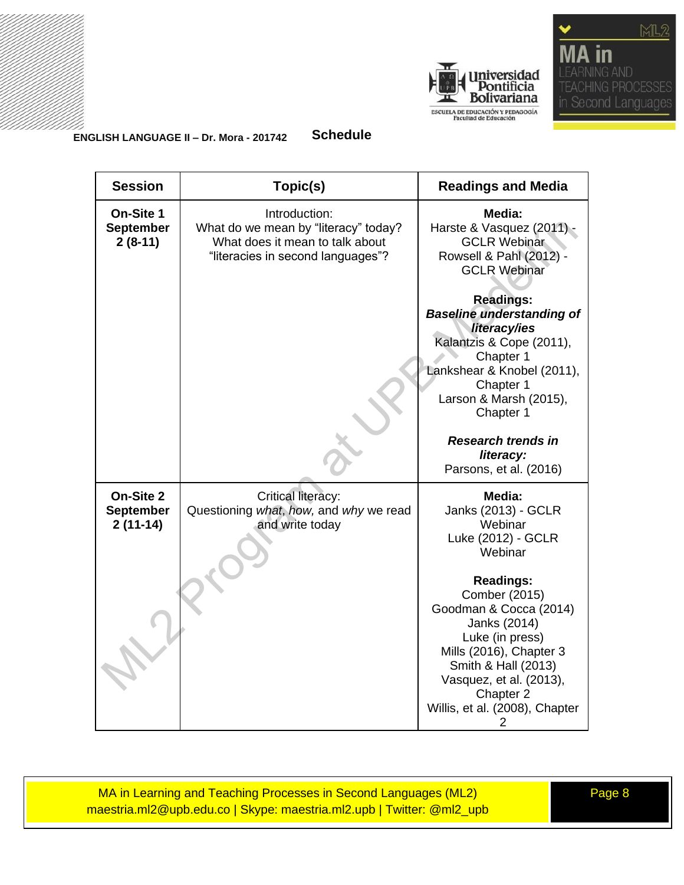**ENGLISH LANGUAGE II – Dr. Mora - 201742** **Schedule**

| Session | Topic(s) | Readings and Media |
| --- | --- | --- |
| **On-Site 1 September 2 (8-11)** | Introduction: What do we mean by "literacy" today? What does it mean to talk about "literacies in second languages"? | **Media:** Harste & Vasquez (2011) - GCLR Webinar Rowsell & Pahl (2012) - GCLR Webinar<br><br>**Readings:** ***Baseline understanding of literacy/ies*** Kalantzis & Cope (2011), Chapter 1 Lankshear & Knobel (2011), Chapter 1 Larson & Marsh (2015), Chapter 1<br><br>***Research trends in literacy:*** Parsons, et al. (2016) |
| **On-Site 2 September 2 (11-14)** | Critical literacy: Questioning *what, how,* and *why* we read and write today | **Media:** Janks (2013) - GCLR Webinar Luke (2012) - GCLR Webinar<br><br>**Readings:** Comber (2015) Goodman & Cocca (2014) Janks (2014) Luke (in press) Mills (2016), Chapter 3 Smith & Hall (2013) Vasquez, et al. (2013), Chapter 2 Willis, et al. (2008), Chapter 2 |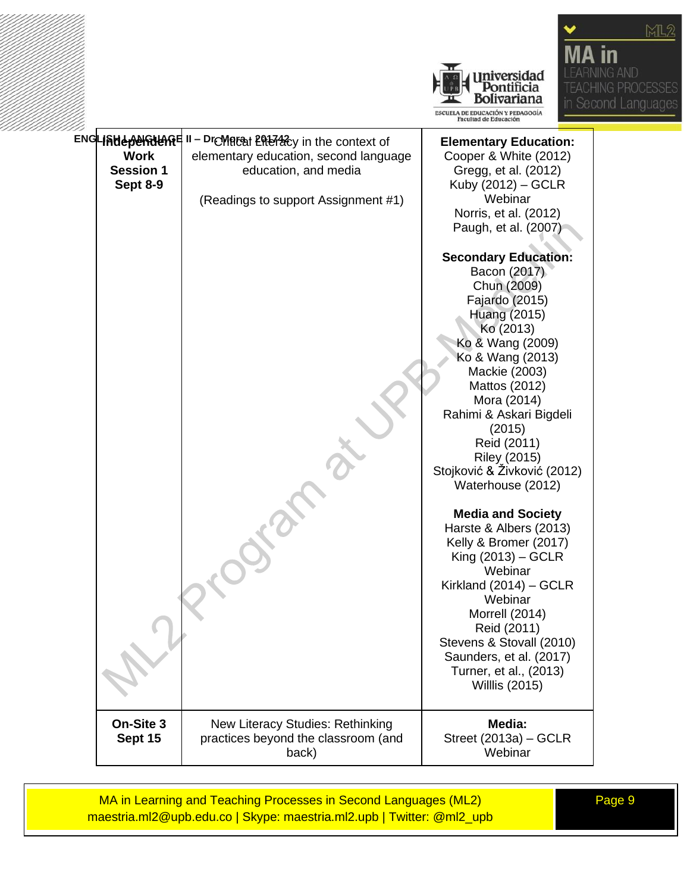| | | |
|---|---|---|
| **Independent Work Session 1 Sept 8-9** | Critical Literacy in the context of elementary education, second language education, and media<br><br>(Readings to support Assignment #1) | **Elementary Education:**<br>Cooper & White (2012)<br>Gregg, et al. (2012)<br>Kuby (2012) – GCLR Webinar<br>Norris, et al. (2012)<br>Paugh, et al. (2007)<br><br>**Secondary Education:**<br>Bacon (2017)<br>Chun (2009)<br>Fajardo (2015)<br>Huang (2015)<br>Ko (2013)<br>Ko & Wang (2009)<br>Ko & Wang (2013)<br>Mackie (2003)<br>Mattos (2012)<br>Mora (2014)<br>Rahimi & Askari Bigdeli (2015)<br>Reid (2011)<br>Riley (2015)<br>Stojković & Živković (2012)<br>Waterhouse (2012)<br><br>**Media and Society**<br>Harste & Albers (2013)<br>Kelly & Bromer (2017)<br>King (2013) – GCLR Webinar<br>Kirkland (2014) – GCLR Webinar<br>Morrell (2014)<br>Reid (2011)<br>Stevens & Stovall (2010)<br>Saunders, et al. (2017)<br>Turner, et al., (2013)<br>Willlis (2015) |
| **On-Site 3 Sept 15** | New Literacy Studies: Rethinking practices beyond the classroom (and back) | **Media:**<br>Street (2013a) – GCLR Webinar |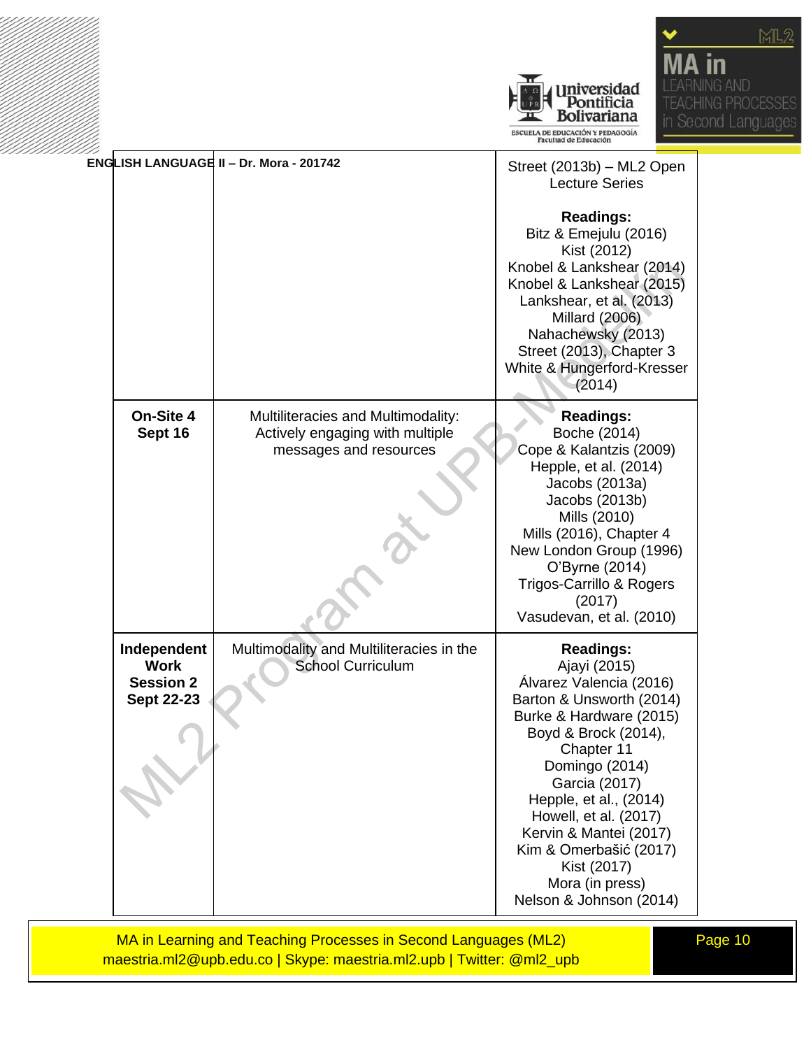| | | Street (2013b) – ML2 Open Lecture Series<br><br>**Readings:**<br>Bitz & Emejulu (2016)<br>Kist (2012)<br>Knobel & Lankshear (2014)<br>Knobel & Lankshear (2015)<br>Lankshear, et al. (2013)<br>Millard (2006)<br>Nahachewsky (2013)<br>Street (2013), Chapter 3<br>White & Hungerford-Kresser (2014) |
|---|---|---|
| **On-Site 4**<br>**Sept 16** | Multiliteracies and Multimodality: Actively engaging with multiple messages and resources | **Readings:**<br>Boche (2014)<br>Cope & Kalantzis (2009)<br>Hepple, et al. (2014)<br>Jacobs (2013a)<br>Jacobs (2013b)<br>Mills (2010)<br>Mills (2016), Chapter 4<br>New London Group (1996)<br>O'Byrne (2014)<br>Trigos-Carrillo & Rogers (2017)<br>Vasudevan, et al. (2010) |
| **Independent Work Session 2**<br>**Sept 22-23** | Multimodality and Multiliteracies in the School Curriculum | **Readings:**<br>Ajayi (2015)<br>Álvarez Valencia (2016)<br>Barton & Unsworth (2014)<br>Burke & Hardware (2015)<br>Boyd & Brock (2014), Chapter 11<br>Domingo (2014)<br>Garcia (2017)<br>Hepple, et al., (2014)<br>Howell, et al. (2017)<br>Kervin & Mantei (2017)<br>Kim & Omerbašić (2017)<br>Kist (2017)<br>Mora (in press)<br>Nelson & Johnson (2014) |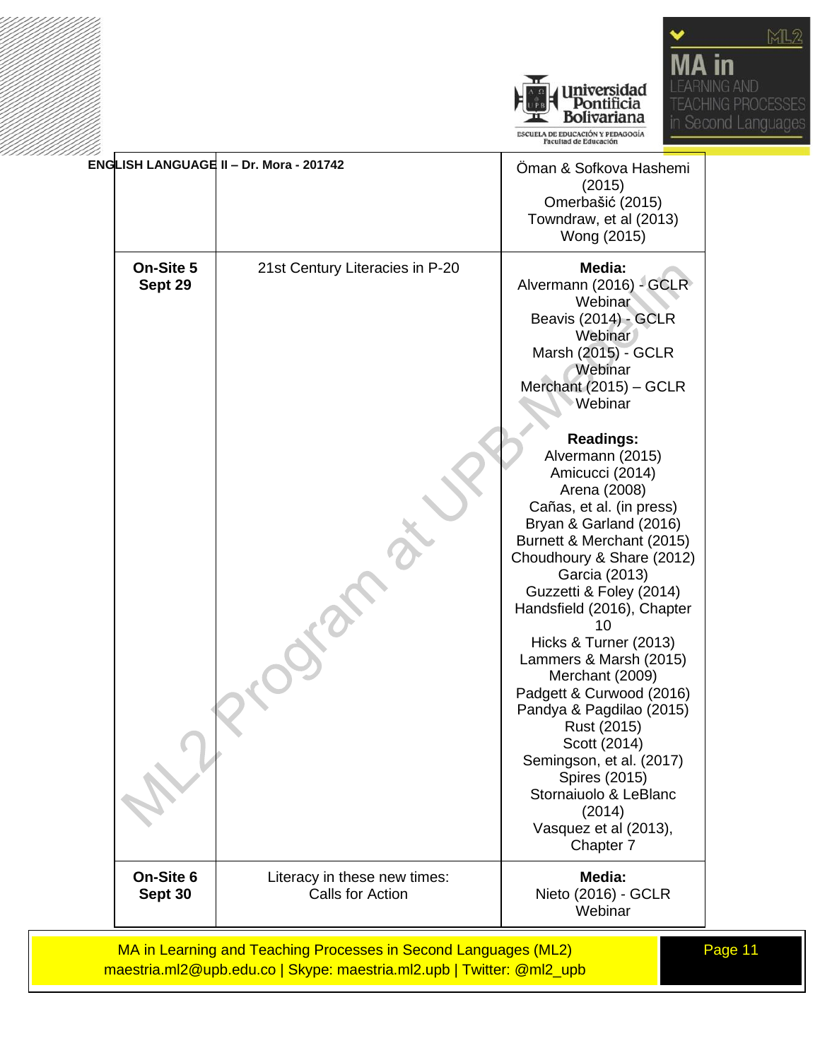| | | |
|---|---|---|
| | | Öman & Sofkova Hashemi (2015)<br>Omerbašić (2015)<br>Towndraw, et al (2013)<br>Wong (2015) |
| **On-Site 5**<br>**Sept 29** | 21st Century Literacies in P-20 | **Media:**<br>Alvermann (2016) - GCLR Webinar<br>Beavis (2014) - GCLR Webinar<br>Marsh (2015) - GCLR Webinar<br>Merchant (2015) – GCLR Webinar<br><br>**Readings:**<br>Alvermann (2015)<br>Amicucci (2014)<br>Arena (2008)<br>Cañas, et al. (in press)<br>Bryan & Garland (2016)<br>Burnett & Merchant (2015)<br>Choudhoury & Share (2012)<br>Garcia (2013)<br>Guzzetti & Foley (2014)<br>Handsfield (2016), Chapter 10<br>Hicks & Turner (2013)<br>Lammers & Marsh (2015)<br>Merchant (2009)<br>Padgett & Curwood (2016)<br>Pandya & Pagdilao (2015)<br>Rust (2015)<br>Scott (2014)<br>Semingson, et al. (2017)<br>Spires (2015)<br>Stornaiuolo & LeBlanc (2014)<br>Vasquez et al (2013), Chapter 7 |
| **On-Site 6**<br>**Sept 30** | Literacy in these new times: Calls for Action | **Media:**<br>Nieto (2016) - GCLR Webinar |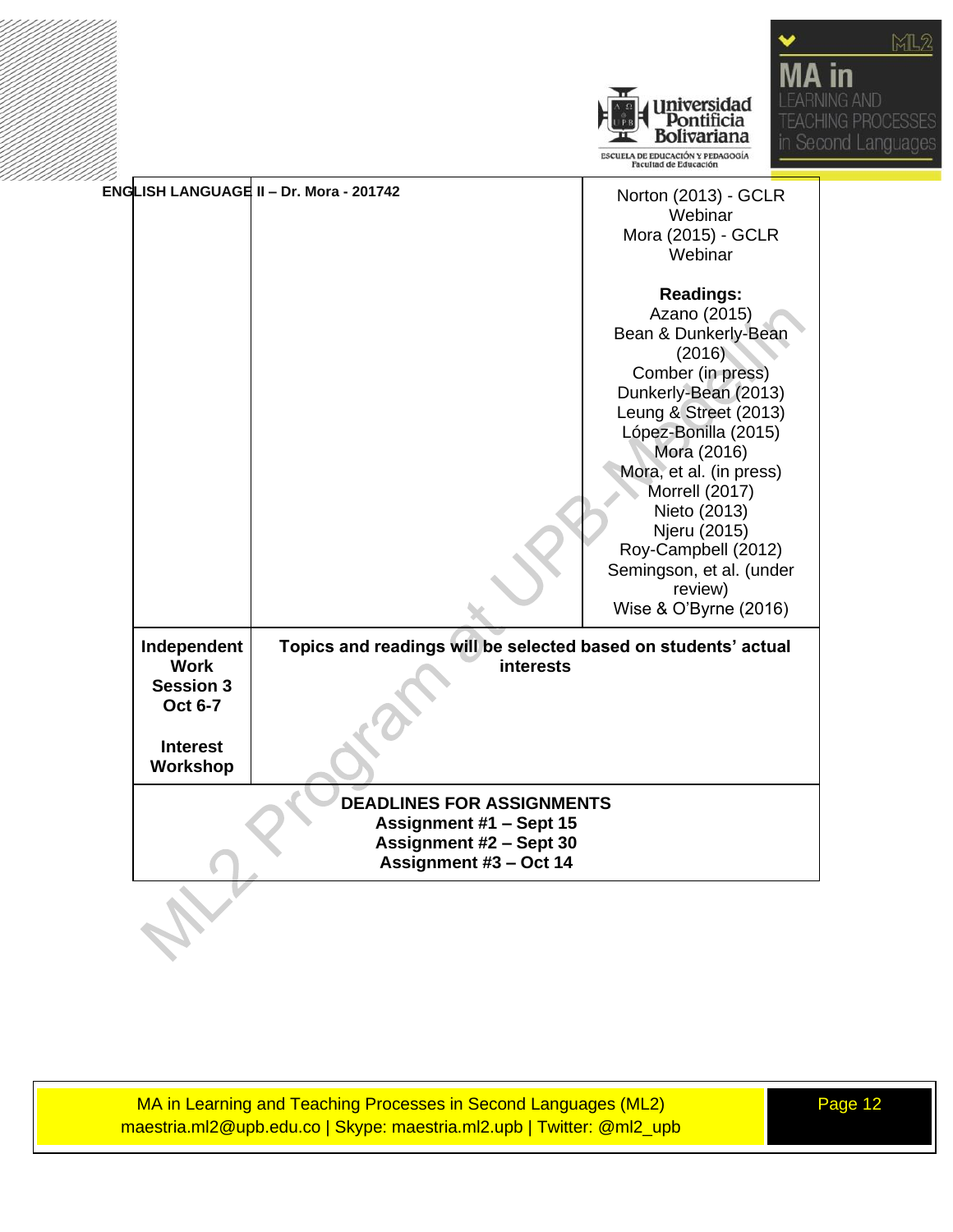ENGLISH LANGUAGE II – Dr. Mora - 201742

| | | |
|---|---|---|
| | | Norton (2013) - GCLR Webinar<br>Mora (2015) - GCLR Webinar<br><br>**Readings:**<br>Azano (2015)<br>Bean & Dunkerly-Bean (2016)<br>Comber (in press)<br>Dunkerly-Bean (2013)<br>Leung & Street (2013)<br>López-Bonilla (2015)<br>Mora (2016)<br>Mora, et al. (in press)<br>Morrell (2017)<br>Nieto (2013)<br>Njeru (2015)<br>Roy-Campbell (2012)<br>Semingson, et al. (under review)<br>Wise & O'Byrne (2016) |
| **Independent Work Session 3 Oct 6-7**<br><br>**Interest Workshop** | **Topics and readings will be selected based on students' actual interests** | |
| **DEADLINES FOR ASSIGNMENTS**<br>**Assignment #1 – Sept 15**<br>**Assignment #2 – Sept 30**<br>**Assignment #3 – Oct 14** | | |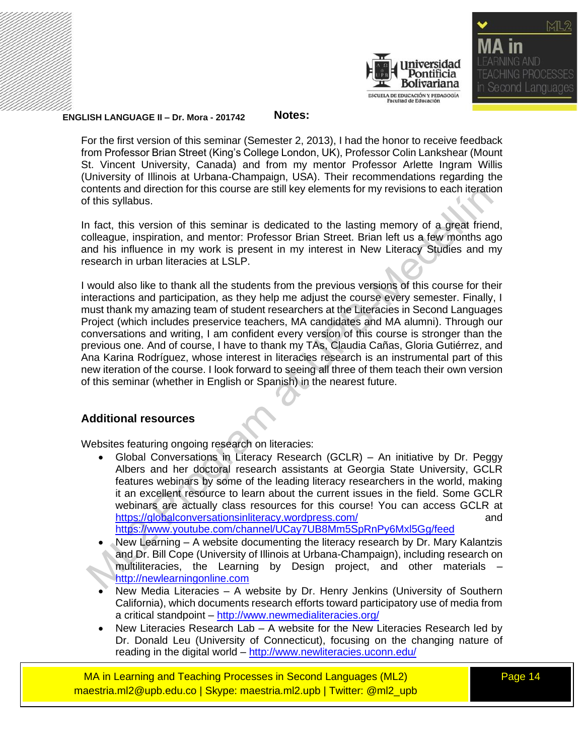**Notes:**

For the first version of this seminar (Semester 2, 2013), I had the honor to receive feedback from Professor Brian Street (King's College London, UK), Professor Colin Lankshear (Mount St. Vincent University, Canada) and from my mentor Professor Arlette Ingram Willis (University of Illinois at Urbana-Champaign, USA). Their recommendations regarding the contents and direction for this course are still key elements for my revisions to each iteration of this syllabus.

In fact, this version of this seminar is dedicated to the lasting memory of a great friend, colleague, inspiration, and mentor: Professor Brian Street. Brian left us a few months ago and his influence in my work is present in my interest in New Literacy Studies and my research in urban literacies at LSLP.

I would also like to thank all the students from the previous versions of this course for their interactions and participation, as they help me adjust the course every semester. Finally, I must thank my amazing team of student researchers at the Literacies in Second Languages Project (which includes preservice teachers, MA candidates and MA alumni). Through our conversations and writing, I am confident every version of this course is stronger than the previous one. And of course, I have to thank my TAs, Claudia Cañas, Gloria Gutiérrez, and Ana Karina Rodríguez, whose interest in literacies research is an instrumental part of this new iteration of the course. I look forward to seeing all three of them teach their own version of this seminar (whether in English or Spanish) in the nearest future.

## Additional resources

Websites featuring ongoing research on literacies:

- Global Conversations in Literacy Research (GCLR) – An initiative by Dr. Peggy Albers and her doctoral research assistants at Georgia State University, GCLR features webinars by some of the leading literacy researchers in the world, making it an excellent resource to learn about the current issues in the field. Some GCLR webinars are actually class resources for this course! You can access GCLR at https://globalconversationsinliteracy.wordpress.com/ and https://www.youtube.com/channel/UCay7UB8Mm5SpRnPy6Mxl5Gg/feed
- New Learning – A website documenting the literacy research by Dr. Mary Kalantzis and Dr. Bill Cope (University of Illinois at Urbana-Champaign), including research on multiliteracies, the Learning by Design project, and other materials – http://newlearningonline.com
- New Media Literacies – A website by Dr. Henry Jenkins (University of Southern California), which documents research efforts toward participatory use of media from a critical standpoint – http://www.newmedialiteracies.org/
- New Literacies Research Lab – A website for the New Literacies Research led by Dr. Donald Leu (University of Connecticut), focusing on the changing nature of reading in the digital world – http://www.newliteracies.uconn.edu/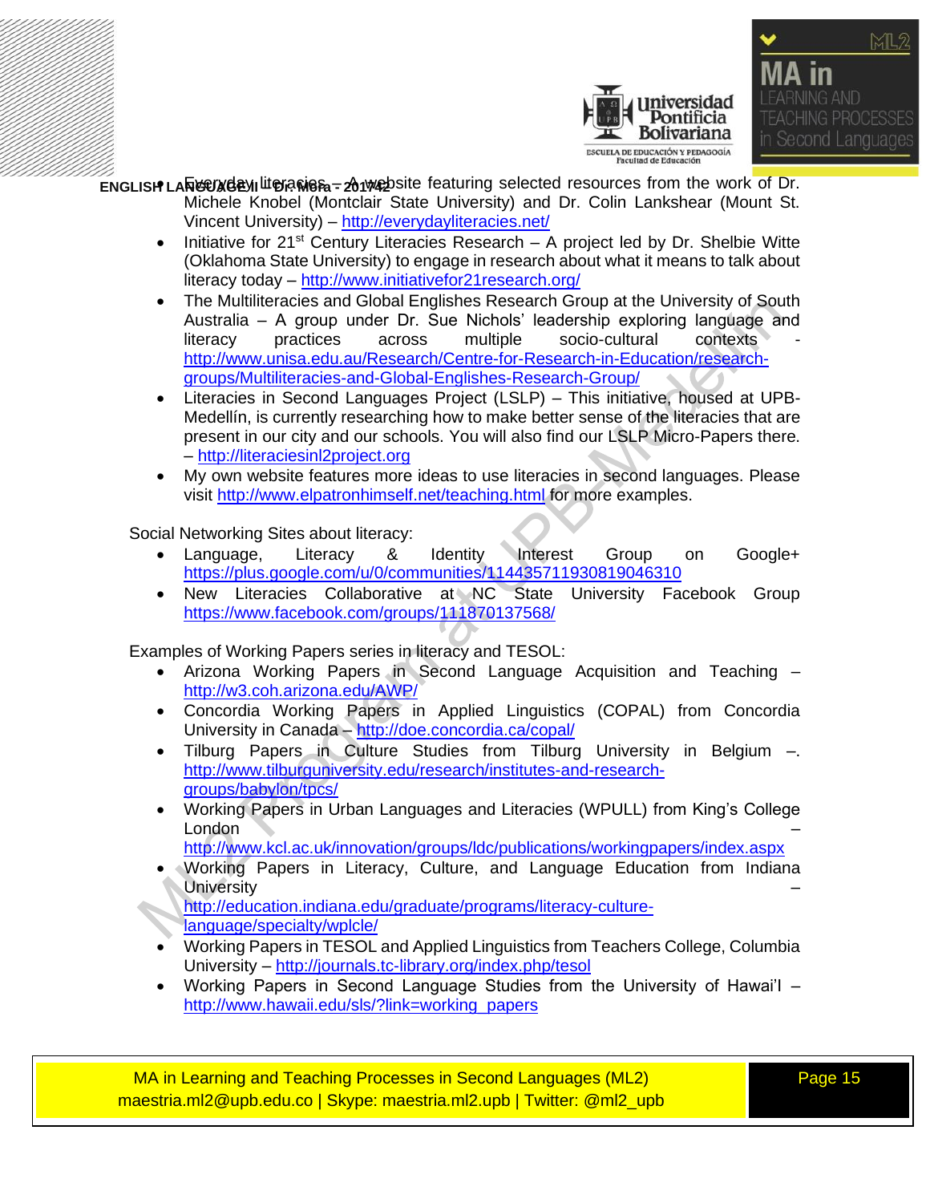- Everyday literacies – A website featuring selected resources from the work of Dr. Michele Knobel (Montclair State University) and Dr. Colin Lankshear (Mount St. Vincent University) – http://everydayliteracies.net/
- Initiative for 21st Century Literacies Research – A project led by Dr. Shelbie Witte (Oklahoma State University) to engage in research about what it means to talk about literacy today – http://www.initiativefor21research.org/
- The Multiliteracies and Global Englishes Research Group at the University of South Australia – A group under Dr. Sue Nichols' leadership exploring language and literacy practices across multiple socio-cultural contexts - http://www.unisa.edu.au/Research/Centre-for-Research-in-Education/research-groups/Multiliteracies-and-Global-Englishes-Research-Group/
- Literacies in Second Languages Project (LSLP) – This initiative, housed at UPB-Medellín, is currently researching how to make better sense of the literacies that are present in our city and our schools. You will also find our LSLP Micro-Papers there. – http://literaciesinl2project.org
- My own website features more ideas to use literacies in second languages. Please visit http://www.elpatronhimself.net/teaching.html for more examples.

Social Networking Sites about literacy:

- Language, Literacy & Identity Interest Group on Google+ https://plus.google.com/u/0/communities/114435711930819046310
- New Literacies Collaborative at NC State University Facebook Group https://www.facebook.com/groups/111870137568/

Examples of Working Papers series in literacy and TESOL:

- Arizona Working Papers in Second Language Acquisition and Teaching – http://w3.coh.arizona.edu/AWP/
- Concordia Working Papers in Applied Linguistics (COPAL) from Concordia University in Canada – http://doe.concordia.ca/copal/
- Tilburg Papers in Culture Studies from Tilburg University in Belgium –. http://www.tilburguniversity.edu/research/institutes-and-research-groups/babylon/tpcs/
- Working Papers in Urban Languages and Literacies (WPULL) from King's College London – http://www.kcl.ac.uk/innovation/groups/ldc/publications/workingpapers/index.aspx
- Working Papers in Literacy, Culture, and Language Education from Indiana University – http://education.indiana.edu/graduate/programs/literacy-culture-language/specialty/wplcle/
- Working Papers in TESOL and Applied Linguistics from Teachers College, Columbia University – http://journals.tc-library.org/index.php/tesol
- Working Papers in Second Language Studies from the University of Hawai'I – http://www.hawaii.edu/sls/?link=working_papers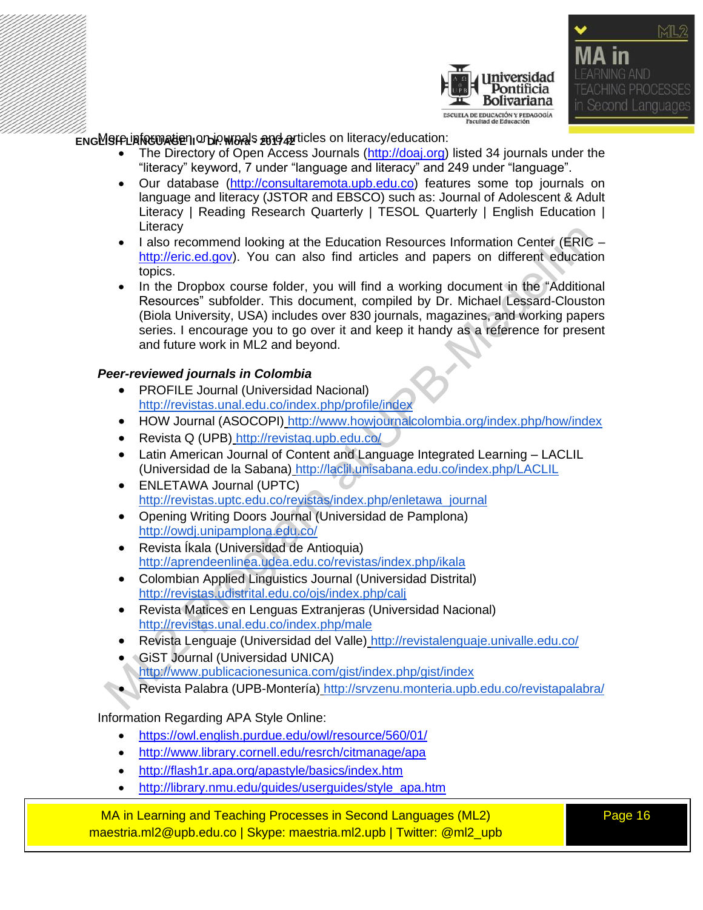More information on journals and articles on literacy/education:

- The Directory of Open Access Journals (http://doaj.org) listed 34 journals under the "literacy" keyword, 7 under "language and literacy" and 249 under "language".
- Our database (http://consultaremota.upb.edu.co) features some top journals on language and literacy (JSTOR and EBSCO) such as: Journal of Adolescent & Adult Literacy | Reading Research Quarterly | TESOL Quarterly | English Education | Literacy
- I also recommend looking at the Education Resources Information Center (ERIC – http://eric.ed.gov). You can also find articles and papers on different education topics.
- In the Dropbox course folder, you will find a working document in the "Additional Resources" subfolder. This document, compiled by Dr. Michael Lessard-Clouston (Biola University, USA) includes over 830 journals, magazines, and working papers series. I encourage you to go over it and keep it handy as a reference for present and future work in ML2 and beyond.

***Peer-reviewed journals in Colombia***

- PROFILE Journal (Universidad Nacional) http://revistas.unal.edu.co/index.php/profile/index
- HOW Journal (ASOCOPI) http://www.howjournalcolombia.org/index.php/how/index
- Revista Q (UPB) http://revistaq.upb.edu.co/
- Latin American Journal of Content and Language Integrated Learning – LACLIL (Universidad de la Sabana) http://laclil.unisabana.edu.co/index.php/LACLIL
- ENLETAWA Journal (UPTC) http://revistas.uptc.edu.co/revistas/index.php/enletawa_journal
- Opening Writing Doors Journal (Universidad de Pamplona) http://owdj.unipamplona.edu.co/
- Revista Íkala (Universidad de Antioquia) http://aprendeenlinea.udea.edu.co/revistas/index.php/ikala
- Colombian Applied Linguistics Journal (Universidad Distrital) http://revistas.udistrital.edu.co/ojs/index.php/calj
- Revista Matices en Lenguas Extranjeras (Universidad Nacional) http://revistas.unal.edu.co/index.php/male
- Revista Lenguaje (Universidad del Valle) http://revistalenguaje.univalle.edu.co/
- GiST Journal (Universidad UNICA) http://www.publicacionesunica.com/gist/index.php/gist/index
- Revista Palabra (UPB-Montería) http://srvzenu.monteria.upb.edu.co/revistapalabra/

Information Regarding APA Style Online:

- https://owl.english.purdue.edu/owl/resource/560/01/
- http://www.library.cornell.edu/resrch/citmanage/apa
- http://flash1r.apa.org/apastyle/basics/index.htm
- http://library.nmu.edu/guides/userguides/style_apa.htm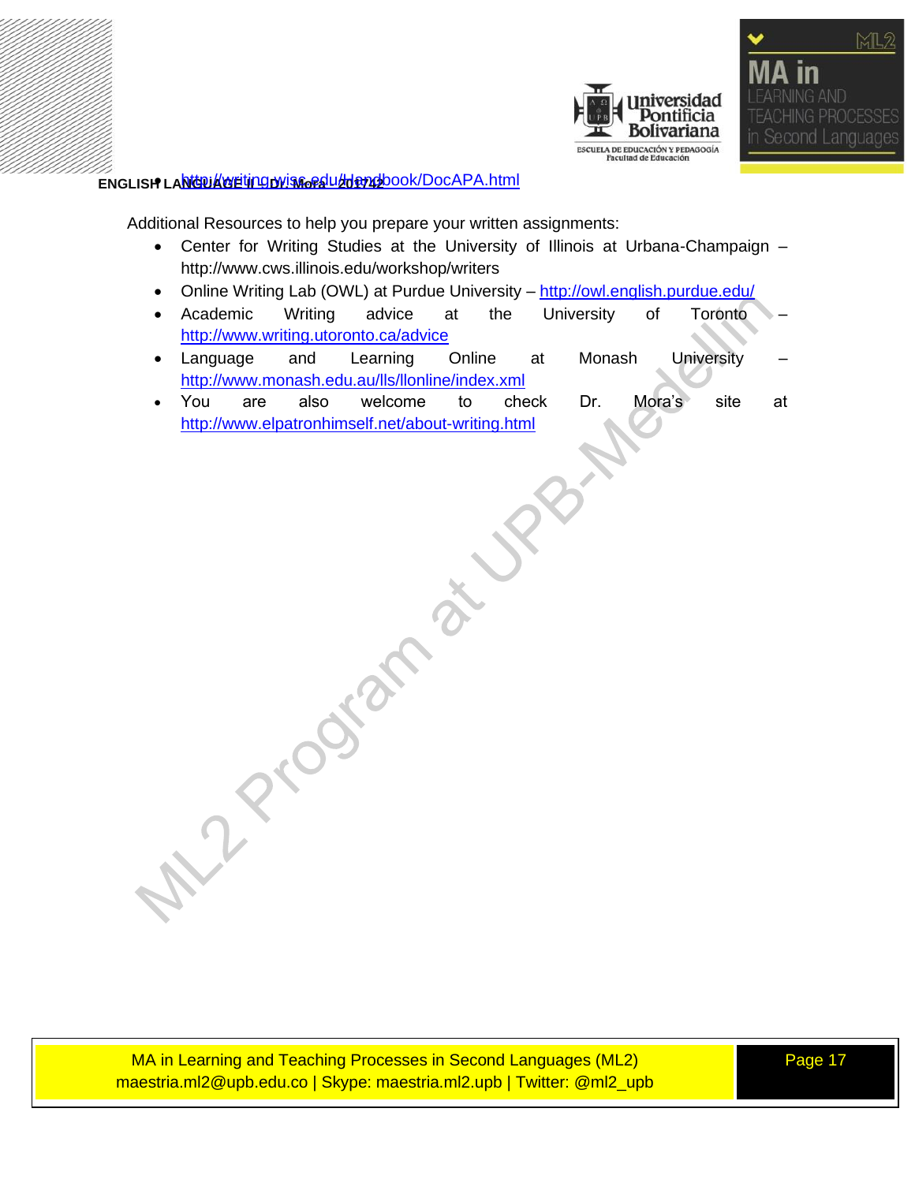- http://writing.wisc.edu/Handbook/DocAPA.html

Additional Resources to help you prepare your written assignments:

- Center for Writing Studies at the University of Illinois at Urbana-Champaign – http://www.cws.illinois.edu/workshop/writers
- Online Writing Lab (OWL) at Purdue University – http://owl.english.purdue.edu/
- Academic Writing advice at the University of Toronto – http://www.writing.utoronto.ca/advice
- Language and Learning Online at Monash University – http://www.monash.edu.au/lls/llonline/index.xml
- You are also welcome to check Dr. Mora's site at http://www.elpatronhimself.net/about-writing.html